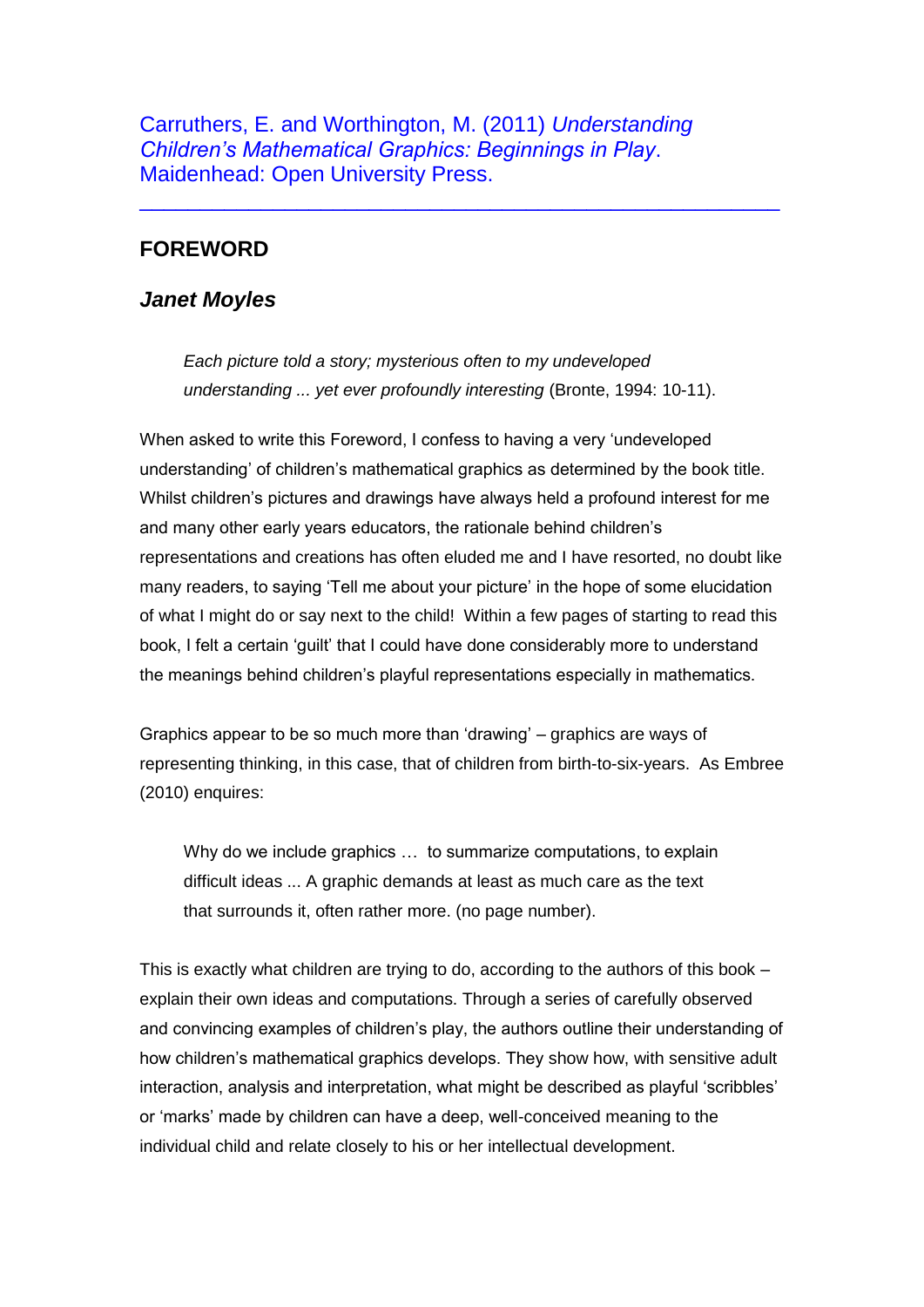Carruthers, E. and Worthington, M. (2011) *Understanding Children's Mathematical Graphics: Beginnings in Play*. Maidenhead: Open University Press.

---

## FOREWORD

### *Janet Moyles*

> *Each picture told a story; mysterious often to my undeveloped understanding ... yet ever profoundly interesting* (Bronte, 1994: 10-11).

When asked to write this Foreword, I confess to having a very 'undeveloped understanding' of children's mathematical graphics as determined by the book title. Whilst children's pictures and drawings have always held a profound interest for me and many other early years educators, the rationale behind children's representations and creations has often eluded me and I have resorted, no doubt like many readers, to saying 'Tell me about your picture' in the hope of some elucidation of what I might do or say next to the child! Within a few pages of starting to read this book, I felt a certain 'guilt' that I could have done considerably more to understand the meanings behind children's playful representations especially in mathematics.

Graphics appear to be so much more than 'drawing' – graphics are ways of representing thinking, in this case, that of children from birth-to-six-years. As Embree (2010) enquires:

> Why do we include graphics … to summarize computations, to explain difficult ideas ... A graphic demands at least as much care as the text that surrounds it, often rather more. (no page number).

This is exactly what children are trying to do, according to the authors of this book – explain their own ideas and computations. Through a series of carefully observed and convincing examples of children's play, the authors outline their understanding of how children's mathematical graphics develops. They show how, with sensitive adult interaction, analysis and interpretation, what might be described as playful 'scribbles' or 'marks' made by children can have a deep, well-conceived meaning to the individual child and relate closely to his or her intellectual development.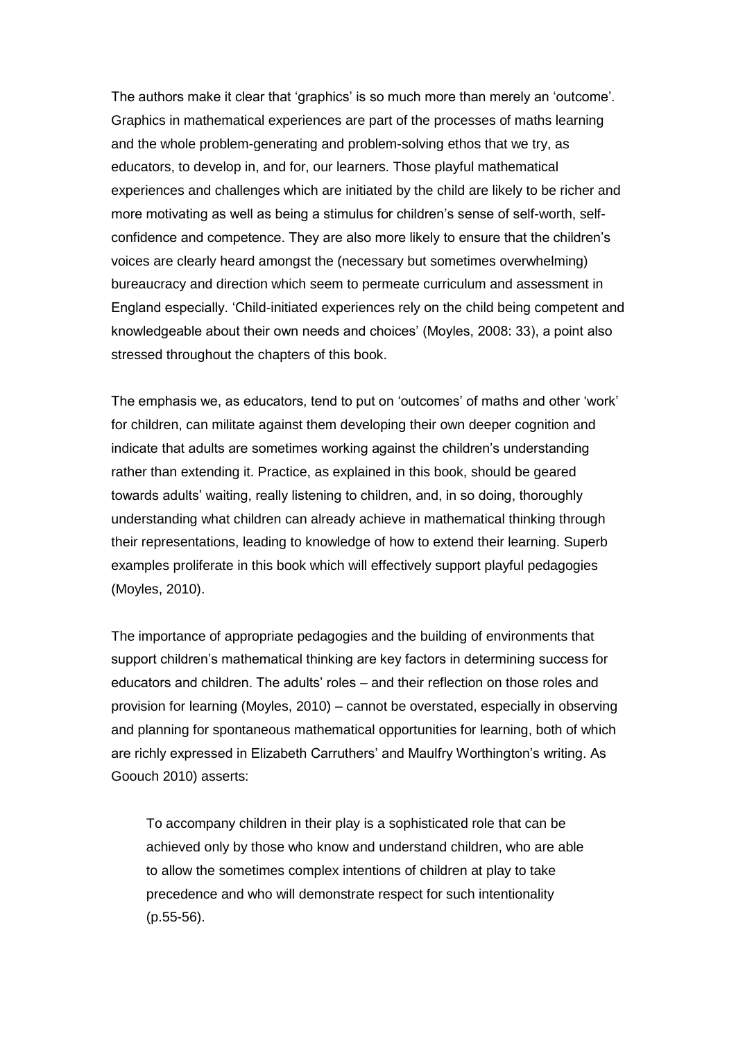The authors make it clear that 'graphics' is so much more than merely an 'outcome'. Graphics in mathematical experiences are part of the processes of maths learning and the whole problem-generating and problem-solving ethos that we try, as educators, to develop in, and for, our learners. Those playful mathematical experiences and challenges which are initiated by the child are likely to be richer and more motivating as well as being a stimulus for children's sense of self-worth, self-confidence and competence. They are also more likely to ensure that the children's voices are clearly heard amongst the (necessary but sometimes overwhelming) bureaucracy and direction which seem to permeate curriculum and assessment in England especially. 'Child-initiated experiences rely on the child being competent and knowledgeable about their own needs and choices' (Moyles, 2008: 33), a point also stressed throughout the chapters of this book.

The emphasis we, as educators, tend to put on 'outcomes' of maths and other 'work' for children, can militate against them developing their own deeper cognition and indicate that adults are sometimes working against the children's understanding rather than extending it. Practice, as explained in this book, should be geared towards adults' waiting, really listening to children, and, in so doing, thoroughly understanding what children can already achieve in mathematical thinking through their representations, leading to knowledge of how to extend their learning. Superb examples proliferate in this book which will effectively support playful pedagogies (Moyles, 2010).

The importance of appropriate pedagogies and the building of environments that support children's mathematical thinking are key factors in determining success for educators and children. The adults' roles – and their reflection on those roles and provision for learning (Moyles, 2010) – cannot be overstated, especially in observing and planning for spontaneous mathematical opportunities for learning, both of which are richly expressed in Elizabeth Carruthers' and Maulfry Worthington's writing. As Goouch 2010) asserts:

> To accompany children in their play is a sophisticated role that can be achieved only by those who know and understand children, who are able to allow the sometimes complex intentions of children at play to take precedence and who will demonstrate respect for such intentionality (p.55-56).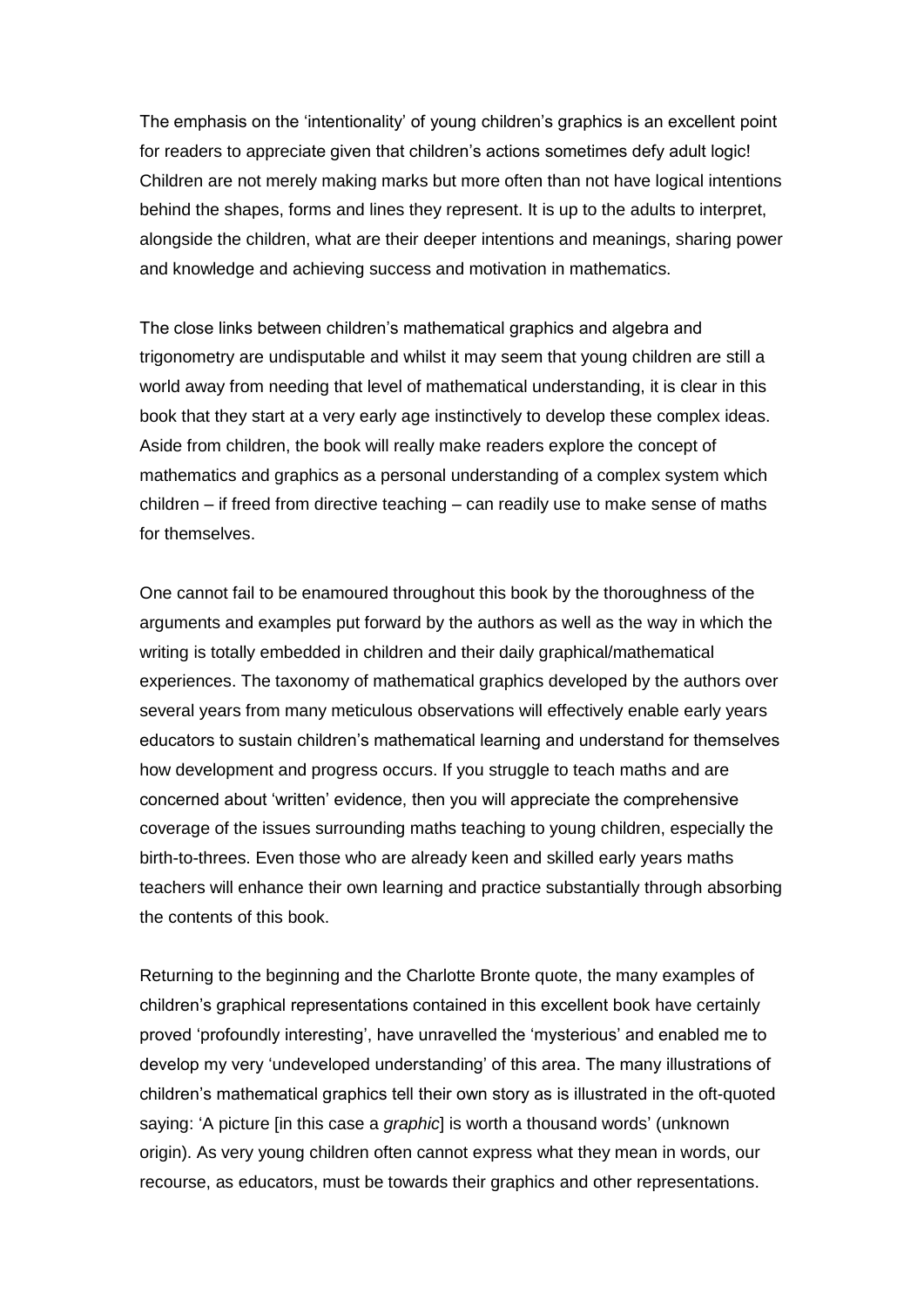The emphasis on the 'intentionality' of young children's graphics is an excellent point for readers to appreciate given that children's actions sometimes defy adult logic! Children are not merely making marks but more often than not have logical intentions behind the shapes, forms and lines they represent. It is up to the adults to interpret, alongside the children, what are their deeper intentions and meanings, sharing power and knowledge and achieving success and motivation in mathematics.

The close links between children's mathematical graphics and algebra and trigonometry are undisputable and whilst it may seem that young children are still a world away from needing that level of mathematical understanding, it is clear in this book that they start at a very early age instinctively to develop these complex ideas. Aside from children, the book will really make readers explore the concept of mathematics and graphics as a personal understanding of a complex system which children – if freed from directive teaching – can readily use to make sense of maths for themselves.

One cannot fail to be enamoured throughout this book by the thoroughness of the arguments and examples put forward by the authors as well as the way in which the writing is totally embedded in children and their daily graphical/mathematical experiences. The taxonomy of mathematical graphics developed by the authors over several years from many meticulous observations will effectively enable early years educators to sustain children's mathematical learning and understand for themselves how development and progress occurs. If you struggle to teach maths and are concerned about 'written' evidence, then you will appreciate the comprehensive coverage of the issues surrounding maths teaching to young children, especially the birth-to-threes. Even those who are already keen and skilled early years maths teachers will enhance their own learning and practice substantially through absorbing the contents of this book.

Returning to the beginning and the Charlotte Bronte quote, the many examples of children's graphical representations contained in this excellent book have certainly proved 'profoundly interesting', have unravelled the 'mysterious' and enabled me to develop my very 'undeveloped understanding' of this area. The many illustrations of children's mathematical graphics tell their own story as is illustrated in the oft-quoted saying: 'A picture [in this case a *graphic*] is worth a thousand words' (unknown origin). As very young children often cannot express what they mean in words, our recourse, as educators, must be towards their graphics and other representations.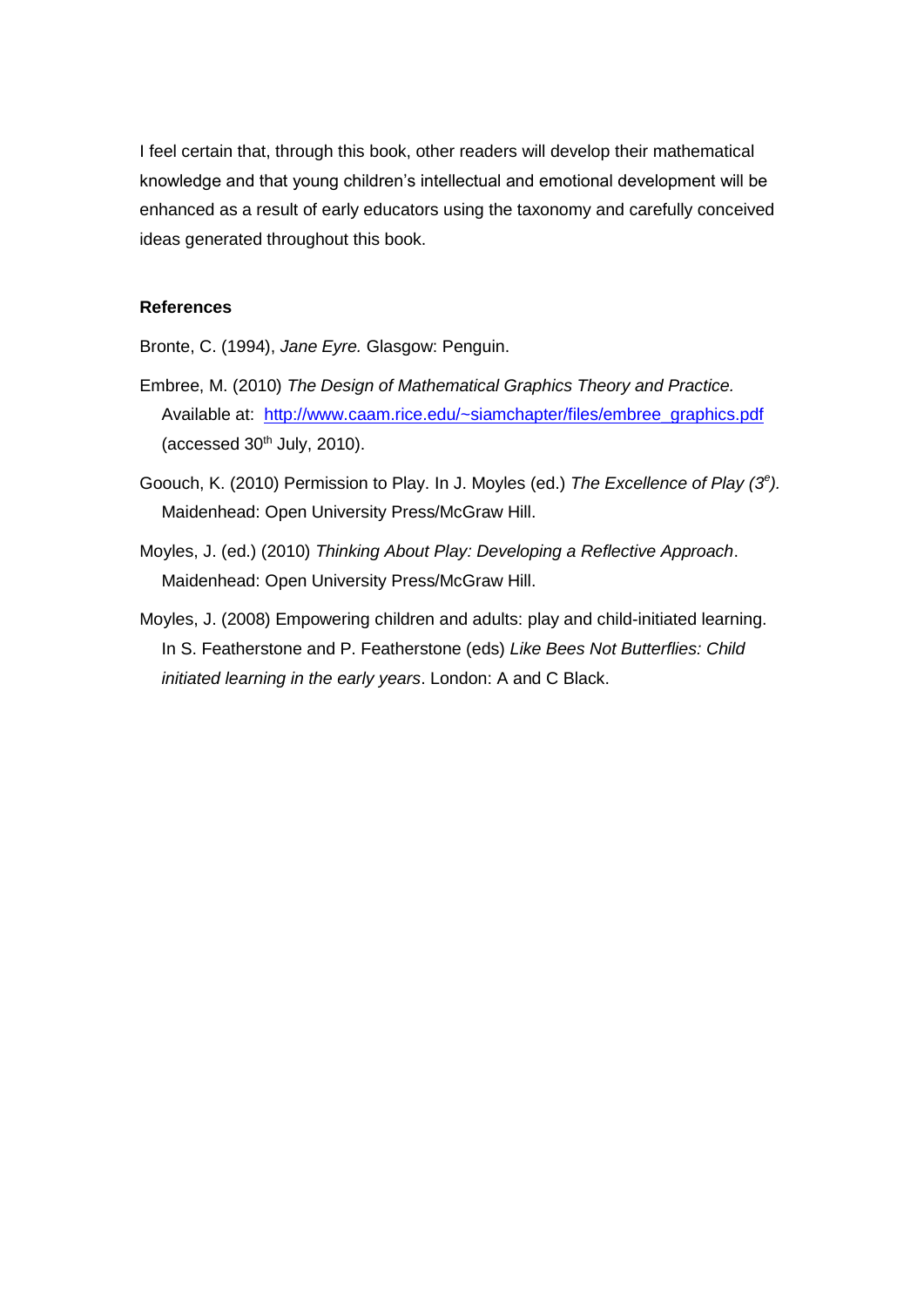I feel certain that, through this book, other readers will develop their mathematical knowledge and that young children's intellectual and emotional development will be enhanced as a result of early educators using the taxonomy and carefully conceived ideas generated throughout this book.

**References**

Bronte, C. (1994), *Jane Eyre.* Glasgow: Penguin.

Embree, M. (2010) *The Design of Mathematical Graphics Theory and Practice.* Available at: http://www.caam.rice.edu/~siamchapter/files/embree_graphics.pdf (accessed 30th July, 2010).

Goouch, K. (2010) Permission to Play. In J. Moyles (ed.) *The Excellence of Play (3e).* Maidenhead: Open University Press/McGraw Hill.

Moyles, J. (ed.) (2010) *Thinking About Play: Developing a Reflective Approach*. Maidenhead: Open University Press/McGraw Hill.

Moyles, J. (2008) Empowering children and adults: play and child-initiated learning. In S. Featherstone and P. Featherstone (eds) *Like Bees Not Butterflies: Child initiated learning in the early years*. London: A and C Black.